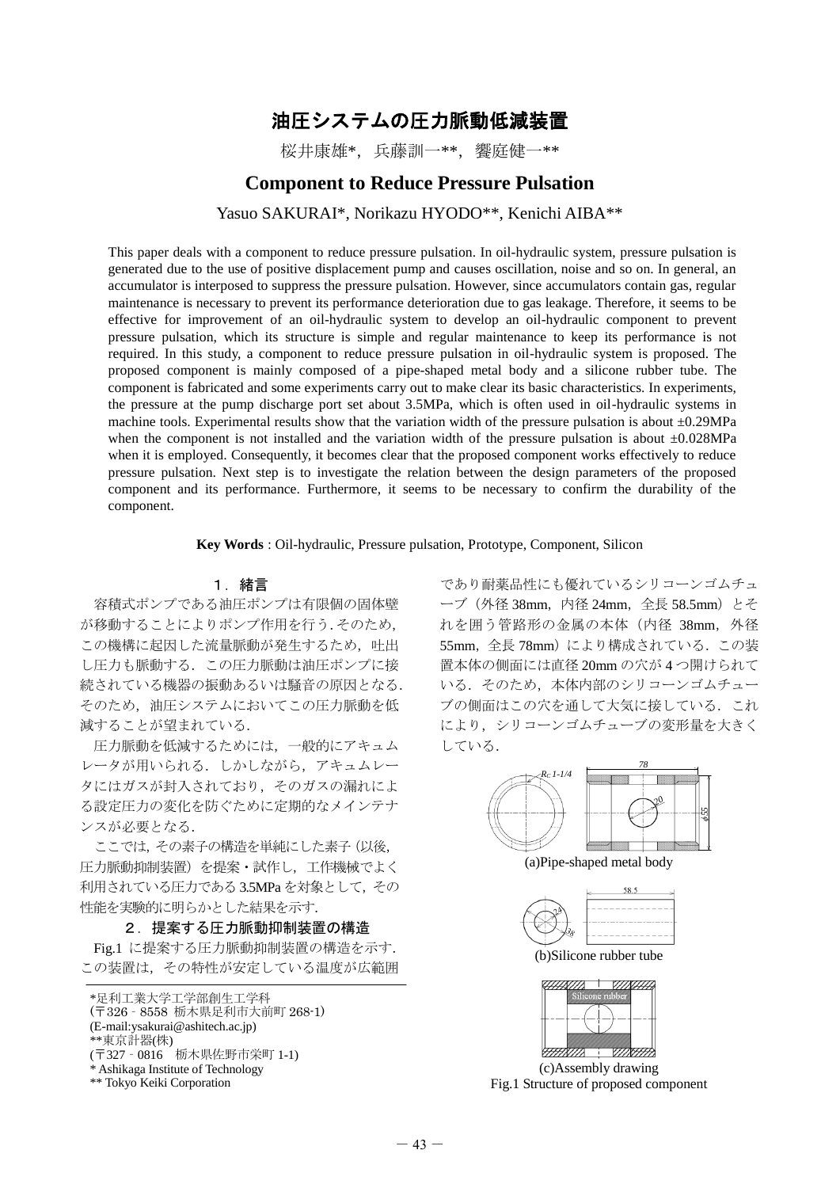# 油圧システムの圧力脈動低減装置

桜井康雄*，兵藤訓一**，饗庭健一**

# Component to Reduce Pressure Pulsation

Yasuo SAKURAI*, Norikazu HYODO**, Kenichi AIBA**

This paper deals with a component to reduce pressure pulsation. In oil-hydraulic system, pressure pulsation is generated due to the use of positive displacement pump and causes oscillation, noise and so on. In general, an accumulator is interposed to suppress the pressure pulsation. However, since accumulators contain gas, regular maintenance is necessary to prevent its performance deterioration due to gas leakage. Therefore, it seems to be effective for improvement of an oil-hydraulic system to develop an oil-hydraulic component to prevent pressure pulsation, which its structure is simple and regular maintenance to keep its performance is not required. In this study, a component to reduce pressure pulsation in oil-hydraulic system is proposed. The proposed component is mainly composed of a pipe-shaped metal body and a silicone rubber tube. The component is fabricated and some experiments carry out to make clear its basic characteristics. In experiments, the pressure at the pump discharge port set about 3.5MPa, which is often used in oil-hydraulic systems in machine tools. Experimental results show that the variation width of the pressure pulsation is about ±0.29MPa when the component is not installed and the variation width of the pressure pulsation is about ±0.028MPa when it is employed. Consequently, it becomes clear that the proposed component works effectively to reduce pressure pulsation. Next step is to investigate the relation between the design parameters of the proposed component and its performance. Furthermore, it seems to be necessary to confirm the durability of the component.

**Key Words** : Oil-hydraulic, Pressure pulsation, Prototype, Component, Silicon

## １．緒言

容積式ポンプである油圧ポンプは有限個の固体壁が移動することによりポンプ作用を行う．そのため，この機構に起因した流量脈動が発生するため，吐出し圧力も脈動する．この圧力脈動は油圧ポンプに接続されている機器の振動あるいは騒音の原因となる．そのため，油圧システムにおいてこの圧力脈動を低減することが望まれている．

圧力脈動を低減するためには，一般的にアキュムレータが用いられる．しかしながら，アキュムレータにはガスが封入されており，そのガスの漏れによる設定圧力の変化を防ぐために定期的なメインテナンスが必要となる．

ここでは，その素子の構造を単純にした素子（以後，圧力脈動抑制装置）を提案・試作し，工作機械でよく利用されている圧力である3.5MPaを対象として，その性能を実験的に明らかとした結果を示す．

## ２．提案する圧力脈動抑制装置の構造

Fig.1 に提案する圧力脈動抑制装置の構造を示す．この装置は，その特性が安定している温度が広範囲であり耐薬品性にも優れているシリコーンゴムチューブ（外径 38mm，内径 24mm，全長 58.5mm）とそれを囲う管路形の金属の本体（内径 38mm，外径 55mm，全長 78mm）により構成されている．この装置本体の側面には直径 20mm の穴が 4 つ開けられている．そのため，本体内部のシリコーンゴムチューブの側面はこの穴を通して大気に接している．これにより，シリコーンゴムチューブの変形量を大きくしている．

(a)Pipe-shaped metal body

(b)Silicone rubber tube

(c)Assembly drawing

Fig.1 Structure of proposed component

---

*足利工業大学工学部創生工学科
(〒326‐8558 栃木県足利市大前町 268-1)
(E-mail:ysakurai@ashitech.ac.jp)
**東京計器(株)
(〒327‐0816 栃木県佐野市栄町 1-1)
* Ashikaga Institute of Technology
** Tokyo Keiki Corporation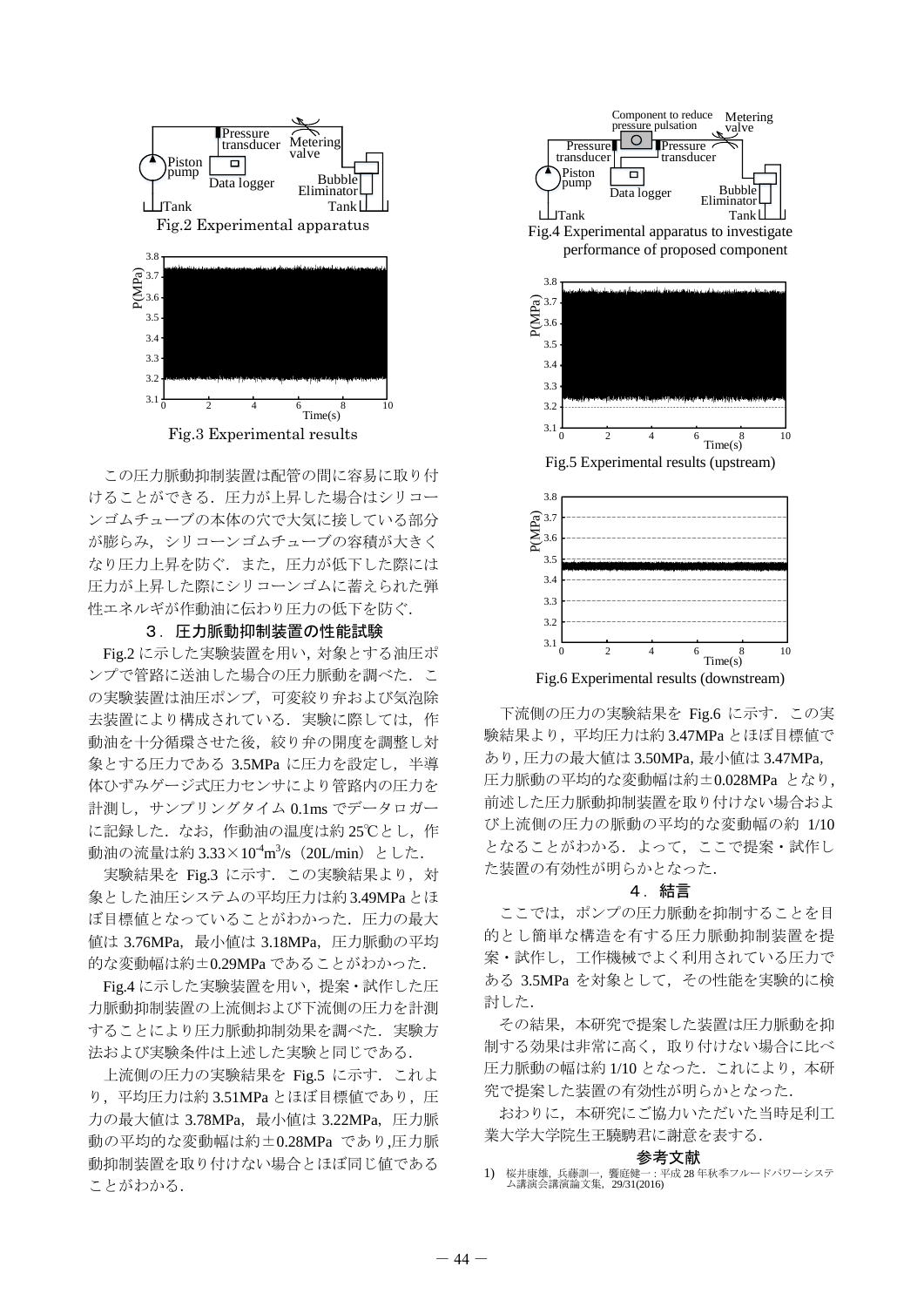Pressure transducer
Metering valve
Piston pump
Data logger
Bubble Eliminator
Tank
Tank

Fig.2 Experimental apparatus

P(MPa)
3.8
3.7
3.6
3.5
3.4
3.3
3.2
3.1
0 2 4 6 8 10
Time(s)

Fig.3 Experimental results

この圧力脈動抑制装置は配管の間に容易に取り付けることができる．圧力が上昇した場合はシリコーンゴムチューブの本体の穴で大気に接している部分が膨らみ，シリコーンゴムチューブの容積が大きくなり圧力上昇を防ぐ．また，圧力が低下した際には圧力が上昇した際にシリコーンゴムに蓄えられた弾性エネルギが作動油に伝わり圧力の低下を防ぐ．

## ３．圧力脈動抑制装置の性能試験

Fig.2 に示した実験装置を用い，対象とする油圧ポンプで管路に送油した場合の圧力脈動を調べた．この実験装置は油圧ポンプ，可変絞り弁および気泡除去装置により構成されている．実験に際しては，作動油を十分循環させた後，絞り弁の開度を調整し対象とする圧力である 3.5MPa に圧力を設定し，半導体ひずみゲージ式圧力センサにより管路内の圧力を計測し，サンプリングタイム 0.1ms でデータロガーに記録した．なお，作動油の温度は約 25℃とし，作動油の流量は約 $3.33\times10^{-4}m^3/s$（20L/min）とした．

実験結果を Fig.3 に示す．この実験結果より，対象とした油圧システムの平均圧力は約 3.49MPa とほぼ目標値となっていることがわかった．圧力の最大値は 3.76MPa，最小値は 3.18MPa，圧力脈動の平均的な変動幅は約±0.29MPa であることがわかった．

Fig.4 に示した実験装置を用い，提案・試作した圧力脈動抑制装置の上流側および下流側の圧力を計測することにより圧力脈動抑制効果を調べた．実験方法および実験条件は上述した実験と同じである．

上流側の圧力の実験結果を Fig.5 に示す．これより，平均圧力は約 3.51MPa とほぼ目標値であり，圧力の最大値は 3.78MPa，最小値は 3.22MPa，圧力脈動の平均的な変動幅は約±0.28MPa であり,圧力脈動抑制装置を取り付けない場合とほぼ同じ値であることがわかる．

Component to reduce pressure pulsation
Metering valve
Pressure transducer
Pressure transducer
Piston pump
Data logger
Bubble Eliminator
Tank
Tank

Fig.4 Experimental apparatus to investigate performance of proposed component

P(MPa)
3.8
3.7
3.6
3.5
3.4
3.3
3.2
3.1
0 2 4 6 8 10
Time(s)

Fig.5 Experimental results (upstream)

P(MPa)
3.8
3.7
3.6
3.5
3.4
3.3
3.2
3.1
0 2 4 6 8 10
Time(s)

Fig.6 Experimental results (downstream)

下流側の圧力の実験結果を Fig.6 に示す．この実験結果より，平均圧力は約 3.47MPa とほぼ目標値であり, 圧力の最大値は 3.50MPa, 最小値は 3.47MPa, 圧力脈動の平均的な変動幅は約±0.028MPa となり, 前述した圧力脈動抑制装置を取り付けない場合および上流側の圧力の脈動の平均的な変動幅の約 1/10 となることがわかる．よって，ここで提案・試作した装置の有効性が明らかとなった．

## ４．結言

ここでは，ポンプの圧力脈動を抑制することを目的とし簡単な構造を有する圧力脈動抑制装置を提案・試作し，工作機械でよく利用されている圧力である 3.5MPa を対象として，その性能を実験的に検討した．

その結果，本研究で提案した装置は圧力脈動を抑制する効果は非常に高く，取り付けない場合に比べ圧力脈動の幅は約 1/10 となった．これにより，本研究で提案した装置の有効性が明らかとなった．

おわりに，本研究にご協力いただいた当時足利工業大学大学院生王驍騁君に謝意を表する．

## 参考文献

1) 桜井康雄，兵藤訓一，饗庭健一：平成 28 年秋季フルードパワーシステム講演会講演論文集，29/31(2016)